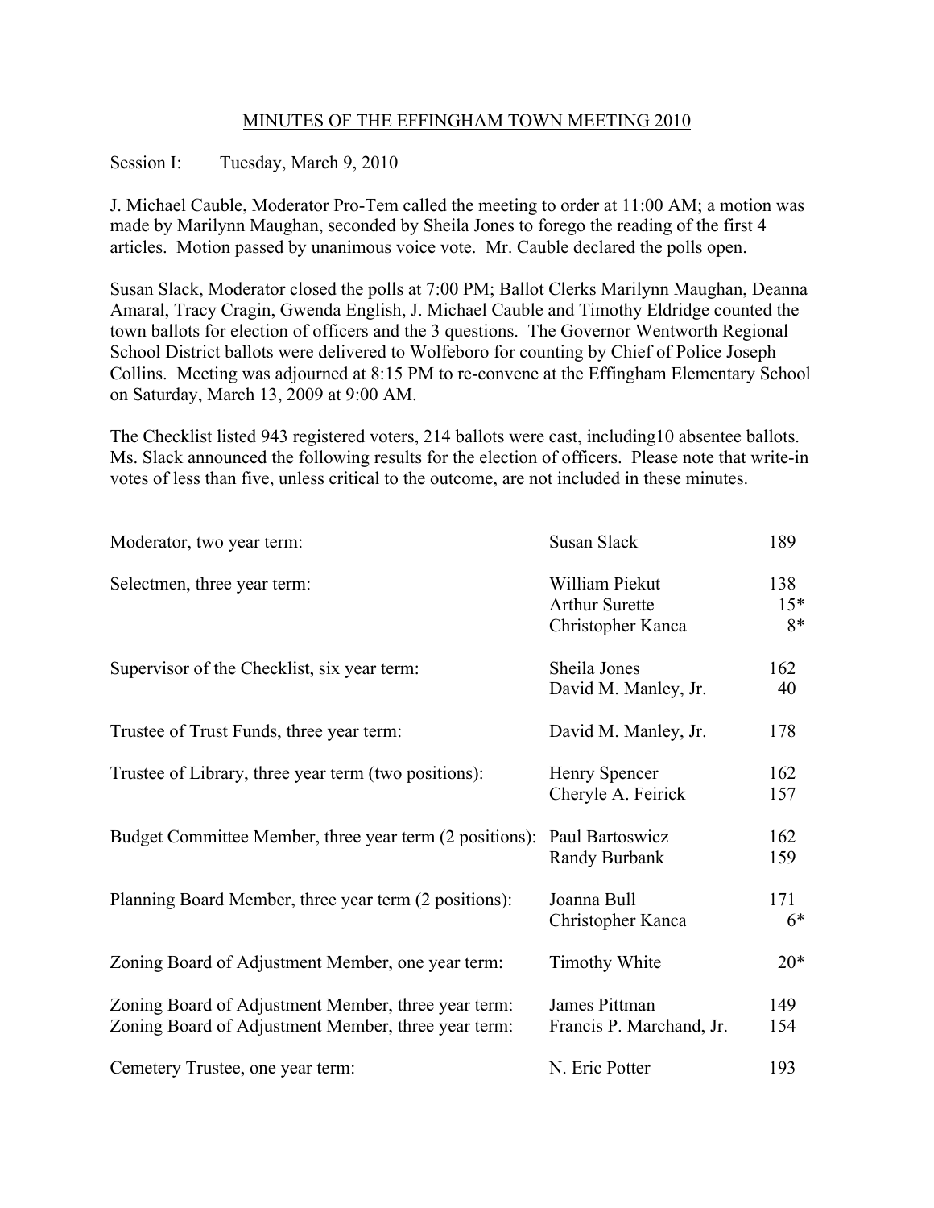# MINUTES OF THE EFFINGHAM TOWN MEETING 2010

Session I: Tuesday, March 9, 2010

J. Michael Cauble, Moderator Pro-Tem called the meeting to order at 11:00 AM; a motion was made by Marilynn Maughan, seconded by Sheila Jones to forego the reading of the first 4 articles. Motion passed by unanimous voice vote. Mr. Cauble declared the polls open.

Susan Slack, Moderator closed the polls at 7:00 PM; Ballot Clerks Marilynn Maughan, Deanna Amaral, Tracy Cragin, Gwenda English, J. Michael Cauble and Timothy Eldridge counted the town ballots for election of officers and the 3 questions. The Governor Wentworth Regional School District ballots were delivered to Wolfeboro for counting by Chief of Police Joseph Collins. Meeting was adjourned at 8:15 PM to re-convene at the Effingham Elementary School on Saturday, March 13, 2009 at 9:00 AM.

The Checklist listed 943 registered voters, 214 ballots were cast, including10 absentee ballots. Ms. Slack announced the following results for the election of officers. Please note that write-in votes of less than five, unless critical to the outcome, are not included in these minutes.

| Office | Candidate | Votes |
|---|---|---|
| Moderator, two year term: | Susan Slack | 189 |
| Selectmen, three year term: | William Piekut | 138 |
| | Arthur Surette | 15* |
| | Christopher Kanca | 8* |
| Supervisor of the Checklist, six year term: | Sheila Jones | 162 |
| | David M. Manley, Jr. | 40 |
| Trustee of Trust Funds, three year term: | David M. Manley, Jr. | 178 |
| Trustee of Library, three year term (two positions): | Henry Spencer | 162 |
| | Cheryle A. Feirick | 157 |
| Budget Committee Member, three year term (2 positions): | Paul Bartoswicz | 162 |
| | Randy Burbank | 159 |
| Planning Board Member, three year term (2 positions): | Joanna Bull | 171 |
| | Christopher Kanca | 6* |
| Zoning Board of Adjustment Member, one year term: | Timothy White | 20* |
| Zoning Board of Adjustment Member, three year term: | James Pittman | 149 |
| Zoning Board of Adjustment Member, three year term: | Francis P. Marchand, Jr. | 154 |
| Cemetery Trustee, one year term: | N. Eric Potter | 193 |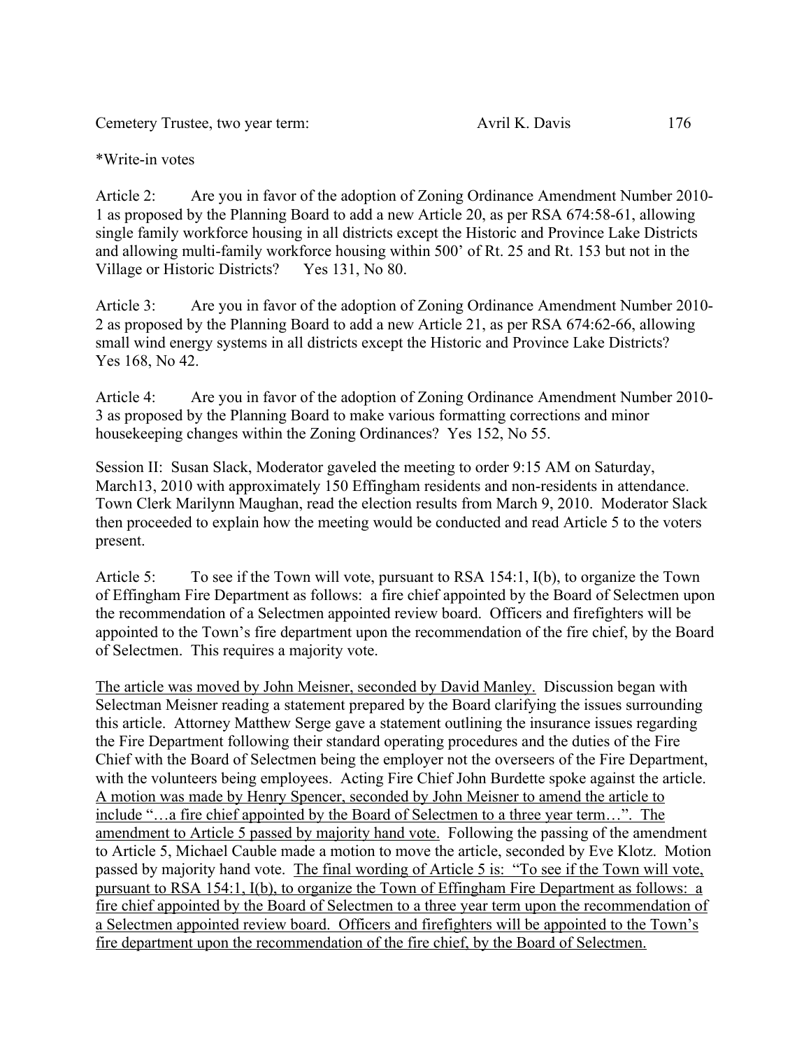Cemetery Trustee, two year term: Avril K. Davis 176

*Write-in votes

Article 2: Are you in favor of the adoption of Zoning Ordinance Amendment Number 2010-1 as proposed by the Planning Board to add a new Article 20, as per RSA 674:58-61, allowing single family workforce housing in all districts except the Historic and Province Lake Districts and allowing multi-family workforce housing within 500' of Rt. 25 and Rt. 153 but not in the Village or Historic Districts? Yes 131, No 80.

Article 3: Are you in favor of the adoption of Zoning Ordinance Amendment Number 2010-2 as proposed by the Planning Board to add a new Article 21, as per RSA 674:62-66, allowing small wind energy systems in all districts except the Historic and Province Lake Districts? Yes 168, No 42.

Article 4: Are you in favor of the adoption of Zoning Ordinance Amendment Number 2010-3 as proposed by the Planning Board to make various formatting corrections and minor housekeeping changes within the Zoning Ordinances? Yes 152, No 55.

Session II: Susan Slack, Moderator gaveled the meeting to order 9:15 AM on Saturday, March13, 2010 with approximately 150 Effingham residents and non-residents in attendance. Town Clerk Marilynn Maughan, read the election results from March 9, 2010. Moderator Slack then proceeded to explain how the meeting would be conducted and read Article 5 to the voters present.

Article 5: To see if the Town will vote, pursuant to RSA 154:1, I(b), to organize the Town of Effingham Fire Department as follows: a fire chief appointed by the Board of Selectmen upon the recommendation of a Selectmen appointed review board. Officers and firefighters will be appointed to the Town's fire department upon the recommendation of the fire chief, by the Board of Selectmen. This requires a majority vote.

<u>The article was moved by John Meisner, seconded by David Manley.</u> Discussion began with Selectman Meisner reading a statement prepared by the Board clarifying the issues surrounding this article. Attorney Matthew Serge gave a statement outlining the insurance issues regarding the Fire Department following their standard operating procedures and the duties of the Fire Chief with the Board of Selectmen being the employer not the overseers of the Fire Department, with the volunteers being employees. Acting Fire Chief John Burdette spoke against the article. <u>A motion was made by Henry Spencer, seconded by John Meisner to amend the article to include "…a fire chief appointed by the Board of Selectmen to a three year term…". The amendment to Article 5 passed by majority hand vote.</u> Following the passing of the amendment to Article 5, Michael Cauble made a motion to move the article, seconded by Eve Klotz. Motion passed by majority hand vote. <u>The final wording of Article 5 is: "To see if the Town will vote, pursuant to RSA 154:1, I(b), to organize the Town of Effingham Fire Department as follows: a fire chief appointed by the Board of Selectmen to a three year term upon the recommendation of a Selectmen appointed review board. Officers and firefighters will be appointed to the Town's fire department upon the recommendation of the fire chief, by the Board of Selectmen.</u>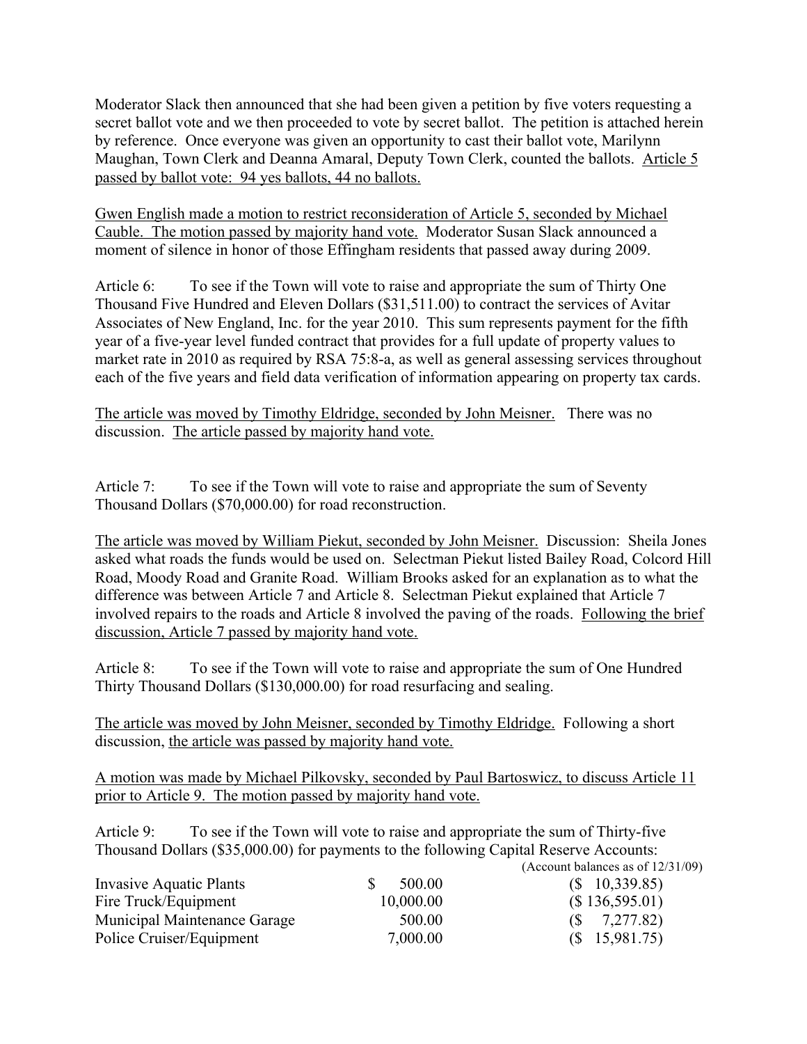Moderator Slack then announced that she had been given a petition by five voters requesting a secret ballot vote and we then proceeded to vote by secret ballot. The petition is attached herein by reference. Once everyone was given an opportunity to cast their ballot vote, Marilynn Maughan, Town Clerk and Deanna Amaral, Deputy Town Clerk, counted the ballots. Article 5 passed by ballot vote: 94 yes ballots, 44 no ballots.

Gwen English made a motion to restrict reconsideration of Article 5, seconded by Michael Cauble. The motion passed by majority hand vote. Moderator Susan Slack announced a moment of silence in honor of those Effingham residents that passed away during 2009.

Article 6: To see if the Town will vote to raise and appropriate the sum of Thirty One Thousand Five Hundred and Eleven Dollars ($31,511.00) to contract the services of Avitar Associates of New England, Inc. for the year 2010. This sum represents payment for the fifth year of a five-year level funded contract that provides for a full update of property values to market rate in 2010 as required by RSA 75:8-a, as well as general assessing services throughout each of the five years and field data verification of information appearing on property tax cards.

The article was moved by Timothy Eldridge, seconded by John Meisner. There was no discussion. The article passed by majority hand vote.

Article 7: To see if the Town will vote to raise and appropriate the sum of Seventy Thousand Dollars ($70,000.00) for road reconstruction.

The article was moved by William Piekut, seconded by John Meisner. Discussion: Sheila Jones asked what roads the funds would be used on. Selectman Piekut listed Bailey Road, Colcord Hill Road, Moody Road and Granite Road. William Brooks asked for an explanation as to what the difference was between Article 7 and Article 8. Selectman Piekut explained that Article 7 involved repairs to the roads and Article 8 involved the paving of the roads. Following the brief discussion, Article 7 passed by majority hand vote.

Article 8: To see if the Town will vote to raise and appropriate the sum of One Hundred Thirty Thousand Dollars ($130,000.00) for road resurfacing and sealing.

The article was moved by John Meisner, seconded by Timothy Eldridge. Following a short discussion, the article was passed by majority hand vote.

A motion was made by Michael Pilkovsky, seconded by Paul Bartoswicz, to discuss Article 11 prior to Article 9. The motion passed by majority hand vote.

Article 9: To see if the Town will vote to raise and appropriate the sum of Thirty-five Thousand Dollars ($35,000.00) for payments to the following Capital Reserve Accounts:

| | | (Account balances as of 12/31/09) |
|---|---|---|
| Invasive Aquatic Plants | $ 500.00 | ($ 10,339.85) |
| Fire Truck/Equipment | 10,000.00 | ($ 136,595.01) |
| Municipal Maintenance Garage | 500.00 | ($ 7,277.82) |
| Police Cruiser/Equipment | 7,000.00 | ($ 15,981.75) |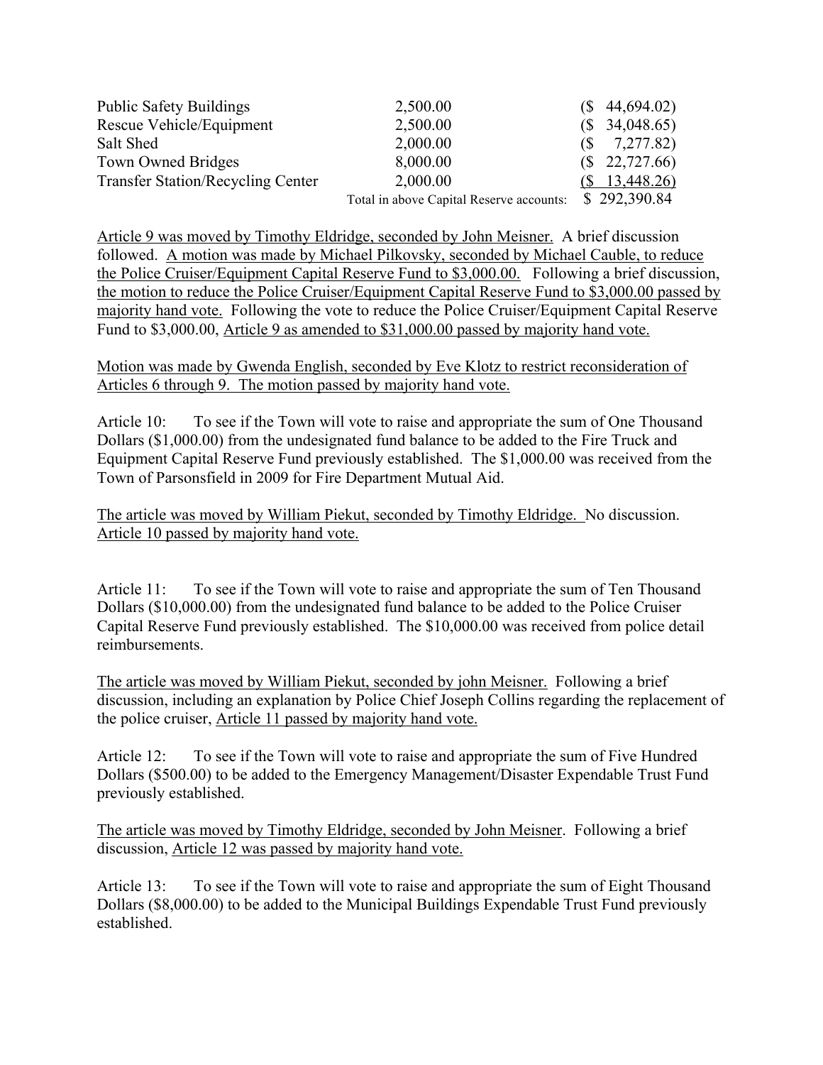| | | |
|---|---|---|
| Public Safety Buildings | 2,500.00 | ($ 44,694.02) |
| Rescue Vehicle/Equipment | 2,500.00 | ($ 34,048.65) |
| Salt Shed | 2,000.00 | ($ 7,277.82) |
| Town Owned Bridges | 8,000.00 | ($ 22,727.66) |
| Transfer Station/Recycling Center | 2,000.00 | ($ 13,448.26) |
| | Total in above Capital Reserve accounts: | $ 292,390.84 |

Article 9 was moved by Timothy Eldridge, seconded by John Meisner. A brief discussion followed. A motion was made by Michael Pilkovsky, seconded by Michael Cauble, to reduce the Police Cruiser/Equipment Capital Reserve Fund to $3,000.00. Following a brief discussion, the motion to reduce the Police Cruiser/Equipment Capital Reserve Fund to $3,000.00 passed by majority hand vote. Following the vote to reduce the Police Cruiser/Equipment Capital Reserve Fund to $3,000.00, Article 9 as amended to $31,000.00 passed by majority hand vote.

Motion was made by Gwenda English, seconded by Eve Klotz to restrict reconsideration of Articles 6 through 9. The motion passed by majority hand vote.

Article 10: To see if the Town will vote to raise and appropriate the sum of One Thousand Dollars ($1,000.00) from the undesignated fund balance to be added to the Fire Truck and Equipment Capital Reserve Fund previously established. The $1,000.00 was received from the Town of Parsonsfield in 2009 for Fire Department Mutual Aid.

The article was moved by William Piekut, seconded by Timothy Eldridge. No discussion. Article 10 passed by majority hand vote.

Article 11: To see if the Town will vote to raise and appropriate the sum of Ten Thousand Dollars ($10,000.00) from the undesignated fund balance to be added to the Police Cruiser Capital Reserve Fund previously established. The $10,000.00 was received from police detail reimbursements.

The article was moved by William Piekut, seconded by john Meisner. Following a brief discussion, including an explanation by Police Chief Joseph Collins regarding the replacement of the police cruiser, Article 11 passed by majority hand vote.

Article 12: To see if the Town will vote to raise and appropriate the sum of Five Hundred Dollars ($500.00) to be added to the Emergency Management/Disaster Expendable Trust Fund previously established.

The article was moved by Timothy Eldridge, seconded by John Meisner. Following a brief discussion, Article 12 was passed by majority hand vote.

Article 13: To see if the Town will vote to raise and appropriate the sum of Eight Thousand Dollars ($8,000.00) to be added to the Municipal Buildings Expendable Trust Fund previously established.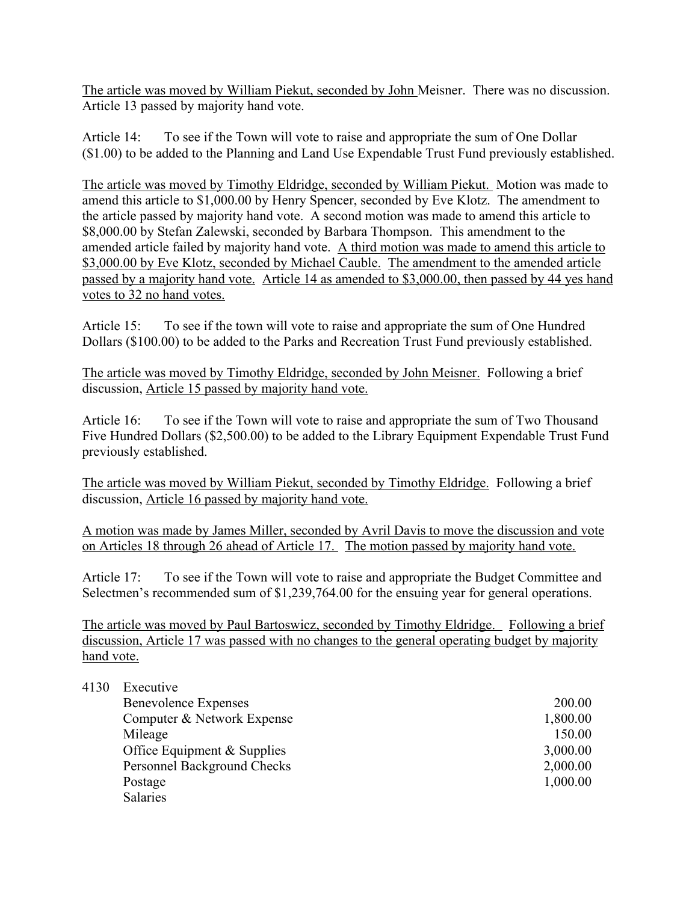The article was moved by William Piekut, seconded by John Meisner. There was no discussion. Article 13 passed by majority hand vote.

Article 14: To see if the Town will vote to raise and appropriate the sum of One Dollar ($1.00) to be added to the Planning and Land Use Expendable Trust Fund previously established.

The article was moved by Timothy Eldridge, seconded by William Piekut. Motion was made to amend this article to $1,000.00 by Henry Spencer, seconded by Eve Klotz. The amendment to the article passed by majority hand vote. A second motion was made to amend this article to $8,000.00 by Stefan Zalewski, seconded by Barbara Thompson. This amendment to the amended article failed by majority hand vote. A third motion was made to amend this article to $3,000.00 by Eve Klotz, seconded by Michael Cauble. The amendment to the amended article passed by a majority hand vote. Article 14 as amended to $3,000.00, then passed by 44 yes hand votes to 32 no hand votes.

Article 15: To see if the town will vote to raise and appropriate the sum of One Hundred Dollars ($100.00) to be added to the Parks and Recreation Trust Fund previously established.

The article was moved by Timothy Eldridge, seconded by John Meisner. Following a brief discussion, Article 15 passed by majority hand vote.

Article 16: To see if the Town will vote to raise and appropriate the sum of Two Thousand Five Hundred Dollars ($2,500.00) to be added to the Library Equipment Expendable Trust Fund previously established.

The article was moved by William Piekut, seconded by Timothy Eldridge. Following a brief discussion, Article 16 passed by majority hand vote.

A motion was made by James Miller, seconded by Avril Davis to move the discussion and vote on Articles 18 through 26 ahead of Article 17. The motion passed by majority hand vote.

Article 17: To see if the Town will vote to raise and appropriate the Budget Committee and Selectmen's recommended sum of $1,239,764.00 for the ensuing year for general operations.

The article was moved by Paul Bartoswicz, seconded by Timothy Eldridge. Following a brief discussion, Article 17 was passed with no changes to the general operating budget by majority hand vote.

| | | |
|---|---|---|
| 4130 | Executive | |
| | Benevolence Expenses | 200.00 |
| | Computer & Network Expense | 1,800.00 |
| | Mileage | 150.00 |
| | Office Equipment & Supplies | 3,000.00 |
| | Personnel Background Checks | 2,000.00 |
| | Postage | 1,000.00 |
| | Salaries | |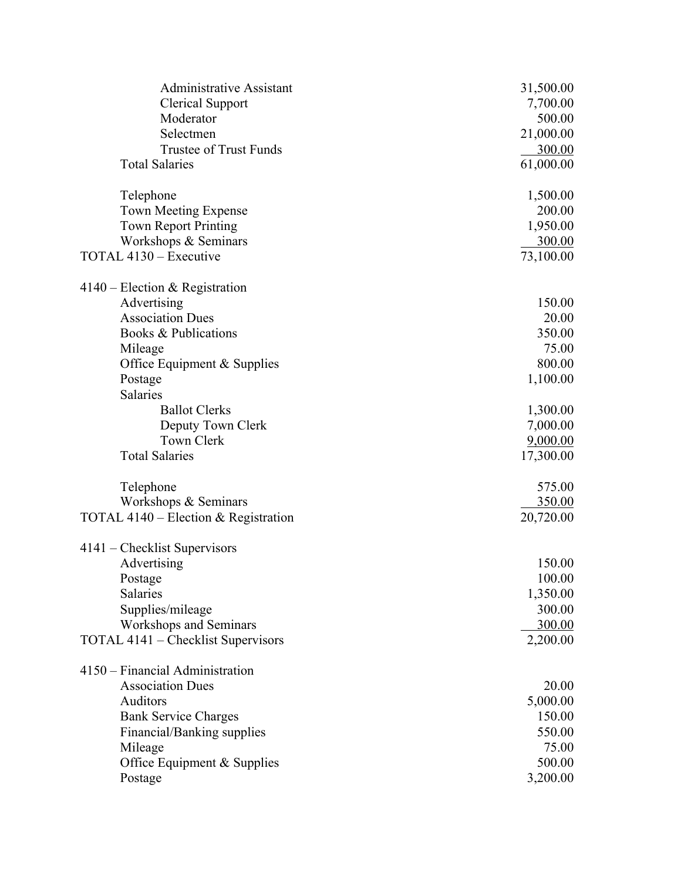| Item | Amount |
|---|---|
| Administrative Assistant | 31,500.00 |
| Clerical Support | 7,700.00 |
| Moderator | 500.00 |
| Selectmen | 21,000.00 |
| Trustee of Trust Funds | 300.00 |
| Total Salaries | 61,000.00 |
| | |
| Telephone | 1,500.00 |
| Town Meeting Expense | 200.00 |
| Town Report Printing | 1,950.00 |
| Workshops & Seminars | 300.00 |
| TOTAL 4130 – Executive | 73,100.00 |
| | |
| 4140 – Election & Registration | |
| Advertising | 150.00 |
| Association Dues | 20.00 |
| Books & Publications | 350.00 |
| Mileage | 75.00 |
| Office Equipment & Supplies | 800.00 |
| Postage | 1,100.00 |
| Salaries | |
| Ballot Clerks | 1,300.00 |
| Deputy Town Clerk | 7,000.00 |
| Town Clerk | 9,000.00 |
| Total Salaries | 17,300.00 |
| | |
| Telephone | 575.00 |
| Workshops & Seminars | 350.00 |
| TOTAL 4140 – Election & Registration | 20,720.00 |
| | |
| 4141 – Checklist Supervisors | |
| Advertising | 150.00 |
| Postage | 100.00 |
| Salaries | 1,350.00 |
| Supplies/mileage | 300.00 |
| Workshops and Seminars | 300.00 |
| TOTAL 4141 – Checklist Supervisors | 2,200.00 |
| | |
| 4150 – Financial Administration | |
| Association Dues | 20.00 |
| Auditors | 5,000.00 |
| Bank Service Charges | 150.00 |
| Financial/Banking supplies | 550.00 |
| Mileage | 75.00 |
| Office Equipment & Supplies | 500.00 |
| Postage | 3,200.00 |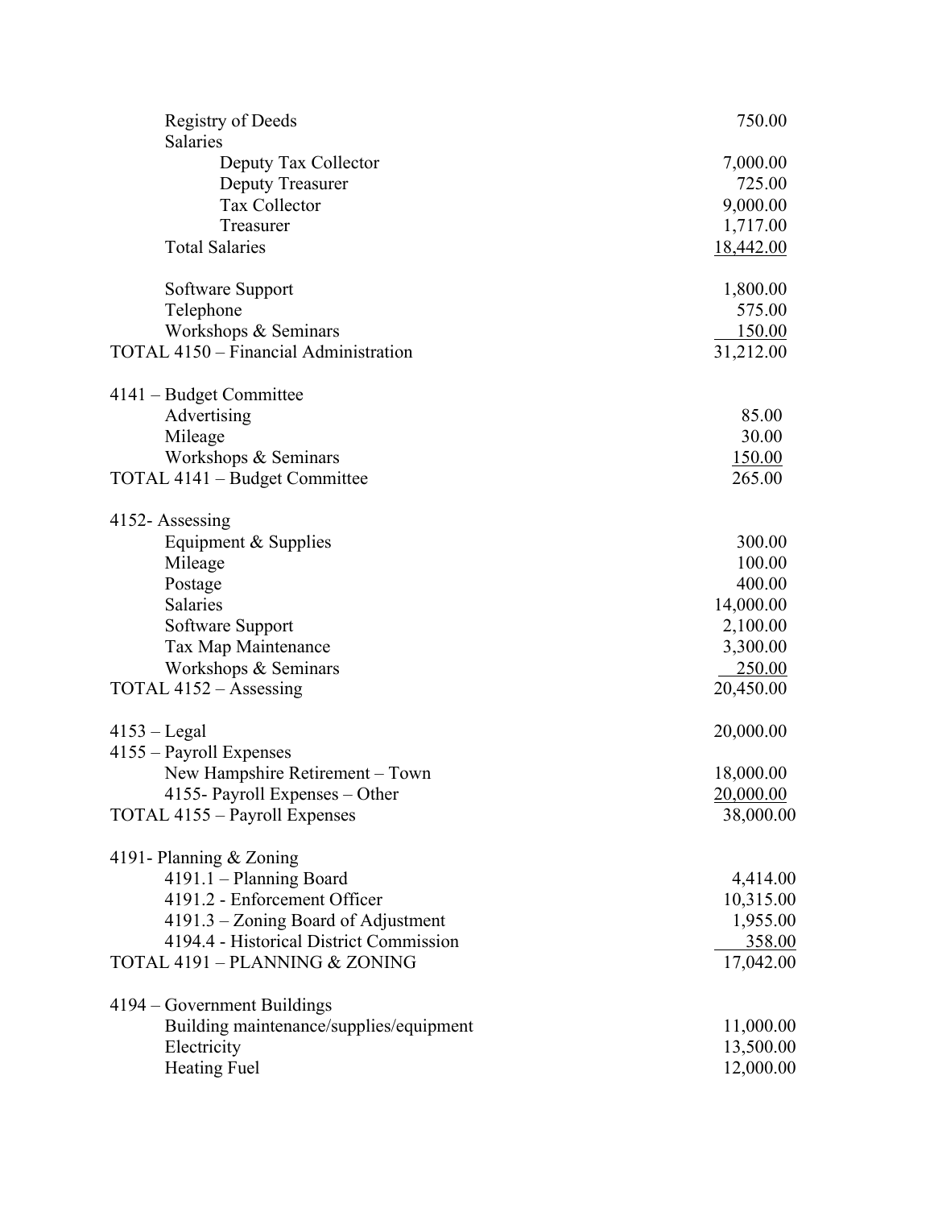| Item | Amount |
|---|---|
| Registry of Deeds | 750.00 |
| Salaries | |
| Deputy Tax Collector | 7,000.00 |
| Deputy Treasurer | 725.00 |
| Tax Collector | 9,000.00 |
| Treasurer | 1,717.00 |
| Total Salaries | 18,442.00 |
| | |
| Software Support | 1,800.00 |
| Telephone | 575.00 |
| Workshops & Seminars | 150.00 |
| TOTAL 4150 – Financial Administration | 31,212.00 |
| | |
| 4141 – Budget Committee | |
| Advertising | 85.00 |
| Mileage | 30.00 |
| Workshops & Seminars | 150.00 |
| TOTAL 4141 – Budget Committee | 265.00 |
| | |
| 4152- Assessing | |
| Equipment & Supplies | 300.00 |
| Mileage | 100.00 |
| Postage | 400.00 |
| Salaries | 14,000.00 |
| Software Support | 2,100.00 |
| Tax Map Maintenance | 3,300.00 |
| Workshops & Seminars | 250.00 |
| TOTAL 4152 – Assessing | 20,450.00 |
| | |
| 4153 – Legal | 20,000.00 |
| 4155 – Payroll Expenses | |
| New Hampshire Retirement – Town | 18,000.00 |
| 4155- Payroll Expenses – Other | 20,000.00 |
| TOTAL 4155 – Payroll Expenses | 38,000.00 |
| | |
| 4191- Planning & Zoning | |
| 4191.1 – Planning Board | 4,414.00 |
| 4191.2 - Enforcement Officer | 10,315.00 |
| 4191.3 – Zoning Board of Adjustment | 1,955.00 |
| 4194.4 - Historical District Commission | 358.00 |
| TOTAL 4191 – PLANNING & ZONING | 17,042.00 |
| | |
| 4194 – Government Buildings | |
| Building maintenance/supplies/equipment | 11,000.00 |
| Electricity | 13,500.00 |
| Heating Fuel | 12,000.00 |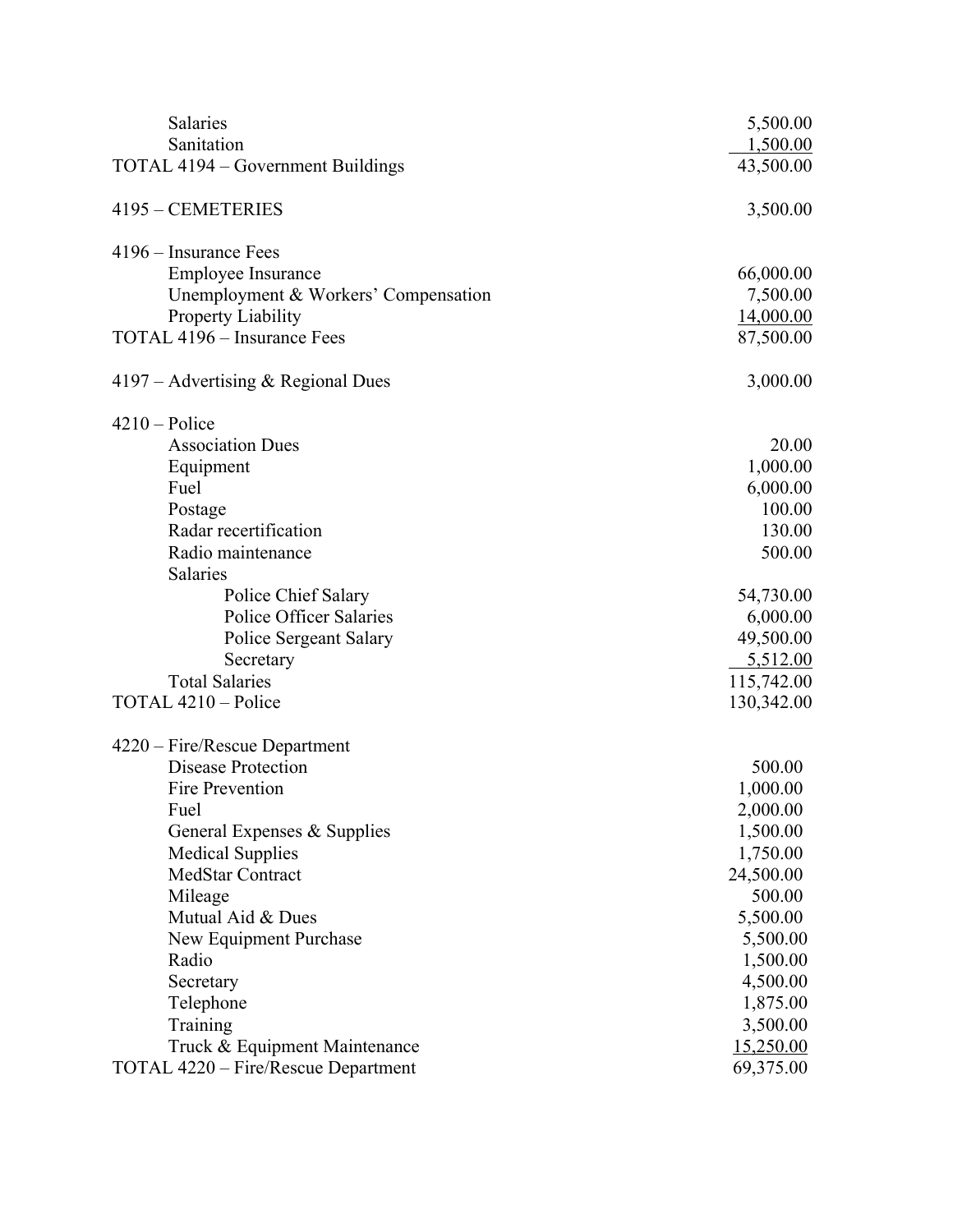| | |
|---|---|
| Salaries | 5,500.00 |
| Sanitation | 1,500.00 |
| TOTAL 4194 – Government Buildings | 43,500.00 |
| | |
| 4195 – CEMETERIES | 3,500.00 |
| | |
| 4196 – Insurance Fees | |
| Employee Insurance | 66,000.00 |
| Unemployment & Workers' Compensation | 7,500.00 |
| Property Liability | 14,000.00 |
| TOTAL 4196 – Insurance Fees | 87,500.00 |
| | |
| 4197 – Advertising & Regional Dues | 3,000.00 |
| | |
| 4210 – Police | |
| Association Dues | 20.00 |
| Equipment | 1,000.00 |
| Fuel | 6,000.00 |
| Postage | 100.00 |
| Radar recertification | 130.00 |
| Radio maintenance | 500.00 |
| Salaries | |
| Police Chief Salary | 54,730.00 |
| Police Officer Salaries | 6,000.00 |
| Police Sergeant Salary | 49,500.00 |
| Secretary | 5,512.00 |
| Total Salaries | 115,742.00 |
| TOTAL 4210 – Police | 130,342.00 |
| | |
| 4220 – Fire/Rescue Department | |
| Disease Protection | 500.00 |
| Fire Prevention | 1,000.00 |
| Fuel | 2,000.00 |
| General Expenses & Supplies | 1,500.00 |
| Medical Supplies | 1,750.00 |
| MedStar Contract | 24,500.00 |
| Mileage | 500.00 |
| Mutual Aid & Dues | 5,500.00 |
| New Equipment Purchase | 5,500.00 |
| Radio | 1,500.00 |
| Secretary | 4,500.00 |
| Telephone | 1,875.00 |
| Training | 3,500.00 |
| Truck & Equipment Maintenance | 15,250.00 |
| TOTAL 4220 – Fire/Rescue Department | 69,375.00 |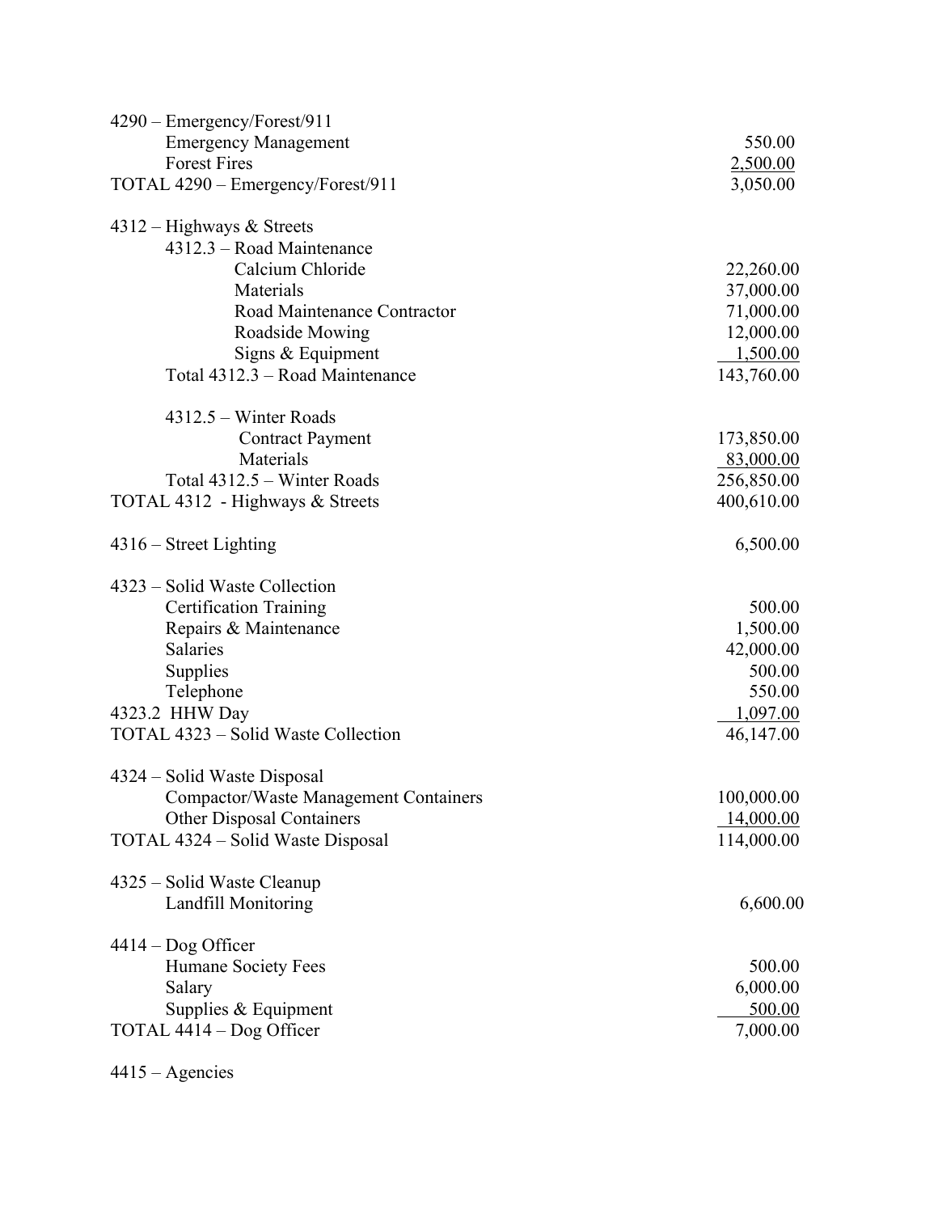| | |
|---|---|
| 4290 – Emergency/Forest/911 | |
| Emergency Management | 550.00 |
| Forest Fires | 2,500.00 |
| TOTAL 4290 – Emergency/Forest/911 | 3,050.00 |
| | |
| 4312 – Highways & Streets | |
| 4312.3 – Road Maintenance | |
| Calcium Chloride | 22,260.00 |
| Materials | 37,000.00 |
| Road Maintenance Contractor | 71,000.00 |
| Roadside Mowing | 12,000.00 |
| Signs & Equipment | 1,500.00 |
| Total 4312.3 – Road Maintenance | 143,760.00 |
| | |
| 4312.5 – Winter Roads | |
| Contract Payment | 173,850.00 |
| Materials | 83,000.00 |
| Total 4312.5 – Winter Roads | 256,850.00 |
| TOTAL 4312 - Highways & Streets | 400,610.00 |
| | |
| 4316 – Street Lighting | 6,500.00 |
| | |
| 4323 – Solid Waste Collection | |
| Certification Training | 500.00 |
| Repairs & Maintenance | 1,500.00 |
| Salaries | 42,000.00 |
| Supplies | 500.00 |
| Telephone | 550.00 |
| 4323.2 HHW Day | 1,097.00 |
| TOTAL 4323 – Solid Waste Collection | 46,147.00 |
| | |
| 4324 – Solid Waste Disposal | |
| Compactor/Waste Management Containers | 100,000.00 |
| Other Disposal Containers | 14,000.00 |
| TOTAL 4324 – Solid Waste Disposal | 114,000.00 |
| | |
| 4325 – Solid Waste Cleanup | |
| Landfill Monitoring | 6,600.00 |
| | |
| 4414 – Dog Officer | |
| Humane Society Fees | 500.00 |
| Salary | 6,000.00 |
| Supplies & Equipment | 500.00 |
| TOTAL 4414 – Dog Officer | 7,000.00 |
| | |
| 4415 – Agencies | |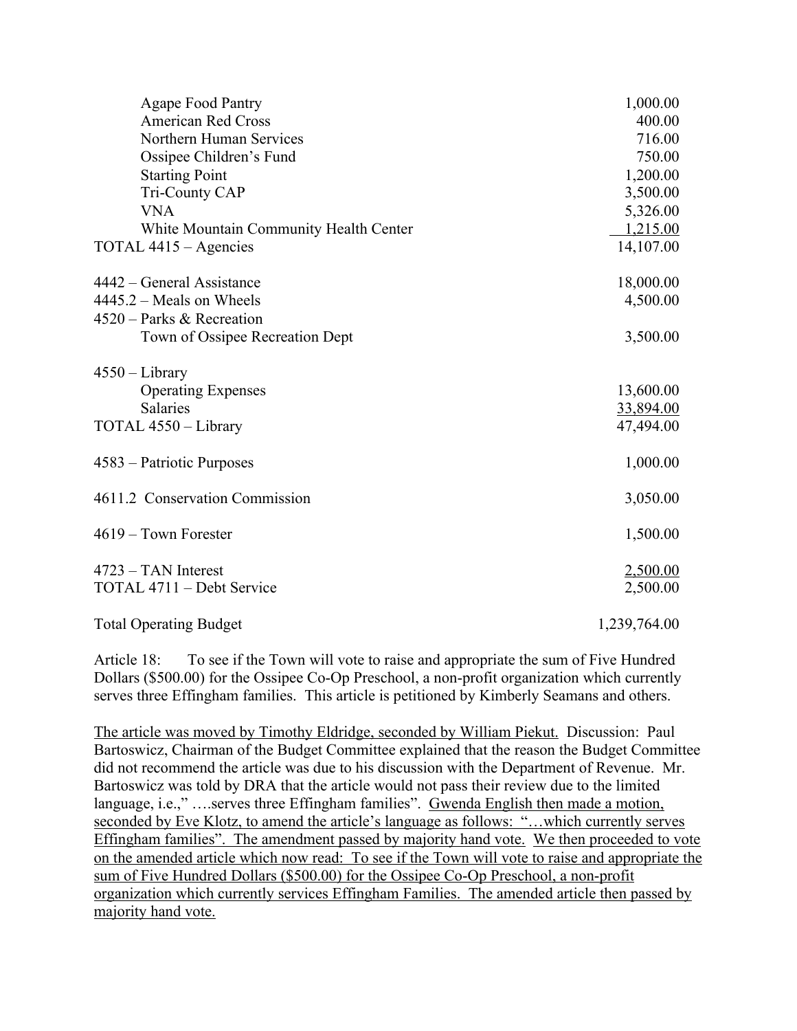| | |
|---|---|
| Agape Food Pantry | 1,000.00 |
| American Red Cross | 400.00 |
| Northern Human Services | 716.00 |
| Ossipee Children's Fund | 750.00 |
| Starting Point | 1,200.00 |
| Tri-County CAP | 3,500.00 |
| VNA | 5,326.00 |
| White Mountain Community Health Center | 1,215.00 |
| TOTAL 4415 – Agencies | 14,107.00 |
| 4442 – General Assistance | 18,000.00 |
| 4445.2 – Meals on Wheels | 4,500.00 |
| 4520 – Parks & Recreation | |
| Town of Ossipee Recreation Dept | 3,500.00 |
| 4550 – Library | |
| Operating Expenses | 13,600.00 |
| Salaries | 33,894.00 |
| TOTAL 4550 – Library | 47,494.00 |
| 4583 – Patriotic Purposes | 1,000.00 |
| 4611.2 Conservation Commission | 3,050.00 |
| 4619 – Town Forester | 1,500.00 |
| 4723 – TAN Interest | 2,500.00 |
| TOTAL 4711 – Debt Service | 2,500.00 |
| Total Operating Budget | 1,239,764.00 |

Article 18: To see if the Town will vote to raise and appropriate the sum of Five Hundred Dollars ($500.00) for the Ossipee Co-Op Preschool, a non-profit organization which currently serves three Effingham families. This article is petitioned by Kimberly Seamans and others.

<u>The article was moved by Timothy Eldridge, seconded by William Piekut.</u> Discussion: Paul Bartoswicz, Chairman of the Budget Committee explained that the reason the Budget Committee did not recommend the article was due to his discussion with the Department of Revenue. Mr. Bartoswicz was told by DRA that the article would not pass their review due to the limited language, i.e.," ….serves three Effingham families". <u>Gwenda English then made a motion, seconded by Eve Klotz, to amend the article's language as follows: "…which currently serves Effingham families". The amendment passed by majority hand vote. We then proceeded to vote on the amended article which now read: To see if the Town will vote to raise and appropriate the sum of Five Hundred Dollars ($500.00) for the Ossipee Co-Op Preschool, a non-profit organization which currently services Effingham Families. The amended article then passed by majority hand vote.</u>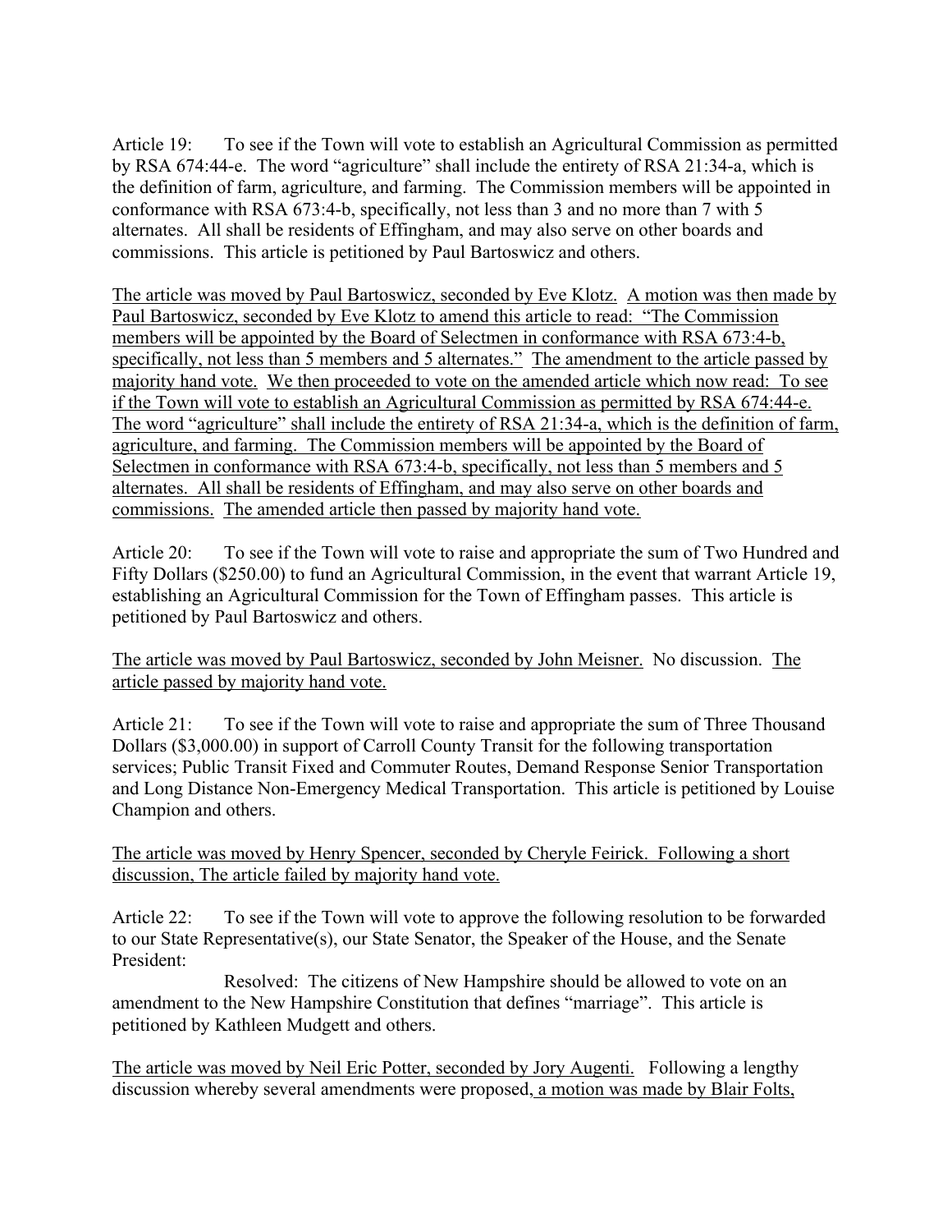Article 19: To see if the Town will vote to establish an Agricultural Commission as permitted by RSA 674:44-e. The word "agriculture" shall include the entirety of RSA 21:34-a, which is the definition of farm, agriculture, and farming. The Commission members will be appointed in conformance with RSA 673:4-b, specifically, not less than 3 and no more than 7 with 5 alternates. All shall be residents of Effingham, and may also serve on other boards and commissions. This article is petitioned by Paul Bartoswicz and others.

<u>The article was moved by Paul Bartoswicz, seconded by Eve Klotz.</u> <u>A motion was then made by Paul Bartoswicz, seconded by Eve Klotz to amend this article to read: "The Commission members will be appointed by the Board of Selectmen in conformance with RSA 673:4-b, specifically, not less than 5 members and 5 alternates."</u> <u>The amendment to the article passed by majority hand vote.</u> <u>We then proceeded to vote on the amended article which now read: To see if the Town will vote to establish an Agricultural Commission as permitted by RSA 674:44-e. The word "agriculture" shall include the entirety of RSA 21:34-a, which is the definition of farm, agriculture, and farming. The Commission members will be appointed by the Board of Selectmen in conformance with RSA 673:4-b, specifically, not less than 5 members and 5 alternates. All shall be residents of Effingham, and may also serve on other boards and commissions.</u> <u>The amended article then passed by majority hand vote.</u>

Article 20: To see if the Town will vote to raise and appropriate the sum of Two Hundred and Fifty Dollars ($250.00) to fund an Agricultural Commission, in the event that warrant Article 19, establishing an Agricultural Commission for the Town of Effingham passes. This article is petitioned by Paul Bartoswicz and others.

<u>The article was moved by Paul Bartoswicz, seconded by John Meisner.</u> No discussion. <u>The article passed by majority hand vote.</u>

Article 21: To see if the Town will vote to raise and appropriate the sum of Three Thousand Dollars ($3,000.00) in support of Carroll County Transit for the following transportation services; Public Transit Fixed and Commuter Routes, Demand Response Senior Transportation and Long Distance Non-Emergency Medical Transportation. This article is petitioned by Louise Champion and others.

<u>The article was moved by Henry Spencer, seconded by Cheryle Feirick. Following a short discussion, The article failed by majority hand vote.</u>

Article 22: To see if the Town will vote to approve the following resolution to be forwarded to our State Representative(s), our State Senator, the Speaker of the House, and the Senate President:

Resolved: The citizens of New Hampshire should be allowed to vote on an amendment to the New Hampshire Constitution that defines "marriage". This article is petitioned by Kathleen Mudgett and others.

<u>The article was moved by Neil Eric Potter, seconded by Jory Augenti.</u> Following a lengthy discussion whereby several amendments were proposed<u>, a motion was made by Blair Folts,</u>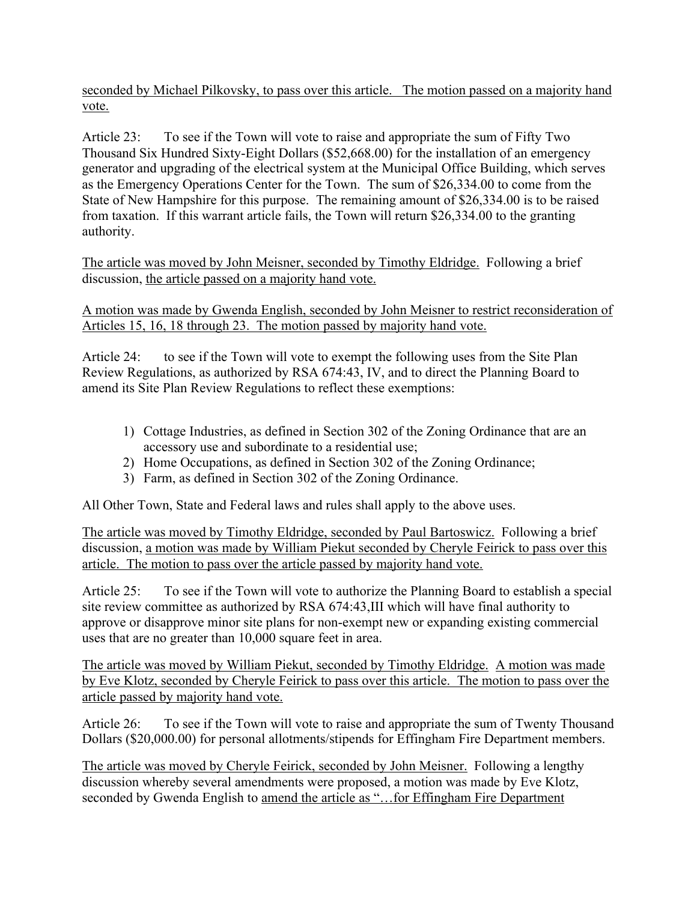seconded by Michael Pilkovsky, to pass over this article. The motion passed on a majority hand vote.

Article 23: To see if the Town will vote to raise and appropriate the sum of Fifty Two Thousand Six Hundred Sixty-Eight Dollars ($52,668.00) for the installation of an emergency generator and upgrading of the electrical system at the Municipal Office Building, which serves as the Emergency Operations Center for the Town. The sum of $26,334.00 to come from the State of New Hampshire for this purpose. The remaining amount of $26,334.00 is to be raised from taxation. If this warrant article fails, the Town will return $26,334.00 to the granting authority.

The article was moved by John Meisner, seconded by Timothy Eldridge. Following a brief discussion, the article passed on a majority hand vote.

A motion was made by Gwenda English, seconded by John Meisner to restrict reconsideration of Articles 15, 16, 18 through 23. The motion passed by majority hand vote.

Article 24: to see if the Town will vote to exempt the following uses from the Site Plan Review Regulations, as authorized by RSA 674:43, IV, and to direct the Planning Board to amend its Site Plan Review Regulations to reflect these exemptions:

1) Cottage Industries, as defined in Section 302 of the Zoning Ordinance that are an accessory use and subordinate to a residential use;
2) Home Occupations, as defined in Section 302 of the Zoning Ordinance;
3) Farm, as defined in Section 302 of the Zoning Ordinance.

All Other Town, State and Federal laws and rules shall apply to the above uses.

The article was moved by Timothy Eldridge, seconded by Paul Bartoswicz. Following a brief discussion, a motion was made by William Piekut seconded by Cheryle Feirick to pass over this article. The motion to pass over the article passed by majority hand vote.

Article 25: To see if the Town will vote to authorize the Planning Board to establish a special site review committee as authorized by RSA 674:43,III which will have final authority to approve or disapprove minor site plans for non-exempt new or expanding existing commercial uses that are no greater than 10,000 square feet in area.

The article was moved by William Piekut, seconded by Timothy Eldridge. A motion was made by Eve Klotz, seconded by Cheryle Feirick to pass over this article. The motion to pass over the article passed by majority hand vote.

Article 26: To see if the Town will vote to raise and appropriate the sum of Twenty Thousand Dollars ($20,000.00) for personal allotments/stipends for Effingham Fire Department members.

The article was moved by Cheryle Feirick, seconded by John Meisner. Following a lengthy discussion whereby several amendments were proposed, a motion was made by Eve Klotz, seconded by Gwenda English to amend the article as "…for Effingham Fire Department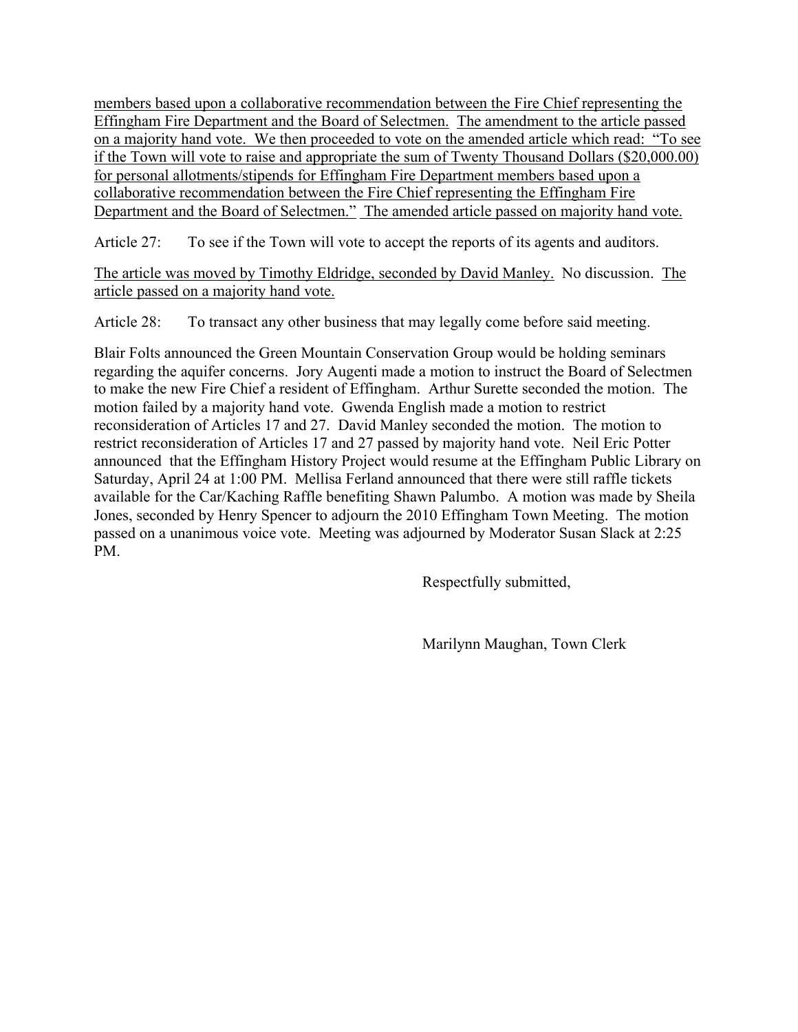members based upon a collaborative recommendation between the Fire Chief representing the Effingham Fire Department and the Board of Selectmen. The amendment to the article passed on a majority hand vote. We then proceeded to vote on the amended article which read: "To see if the Town will vote to raise and appropriate the sum of Twenty Thousand Dollars ($20,000.00) for personal allotments/stipends for Effingham Fire Department members based upon a collaborative recommendation between the Fire Chief representing the Effingham Fire Department and the Board of Selectmen." The amended article passed on majority hand vote.

Article 27: To see if the Town will vote to accept the reports of its agents and auditors.

The article was moved by Timothy Eldridge, seconded by David Manley. No discussion. The article passed on a majority hand vote.

Article 28: To transact any other business that may legally come before said meeting.

Blair Folts announced the Green Mountain Conservation Group would be holding seminars regarding the aquifer concerns. Jory Augenti made a motion to instruct the Board of Selectmen to make the new Fire Chief a resident of Effingham. Arthur Surette seconded the motion. The motion failed by a majority hand vote. Gwenda English made a motion to restrict reconsideration of Articles 17 and 27. David Manley seconded the motion. The motion to restrict reconsideration of Articles 17 and 27 passed by majority hand vote. Neil Eric Potter announced that the Effingham History Project would resume at the Effingham Public Library on Saturday, April 24 at 1:00 PM. Mellisa Ferland announced that there were still raffle tickets available for the Car/Kaching Raffle benefiting Shawn Palumbo. A motion was made by Sheila Jones, seconded by Henry Spencer to adjourn the 2010 Effingham Town Meeting. The motion passed on a unanimous voice vote. Meeting was adjourned by Moderator Susan Slack at 2:25 PM.

Respectfully submitted,

Marilynn Maughan, Town Clerk